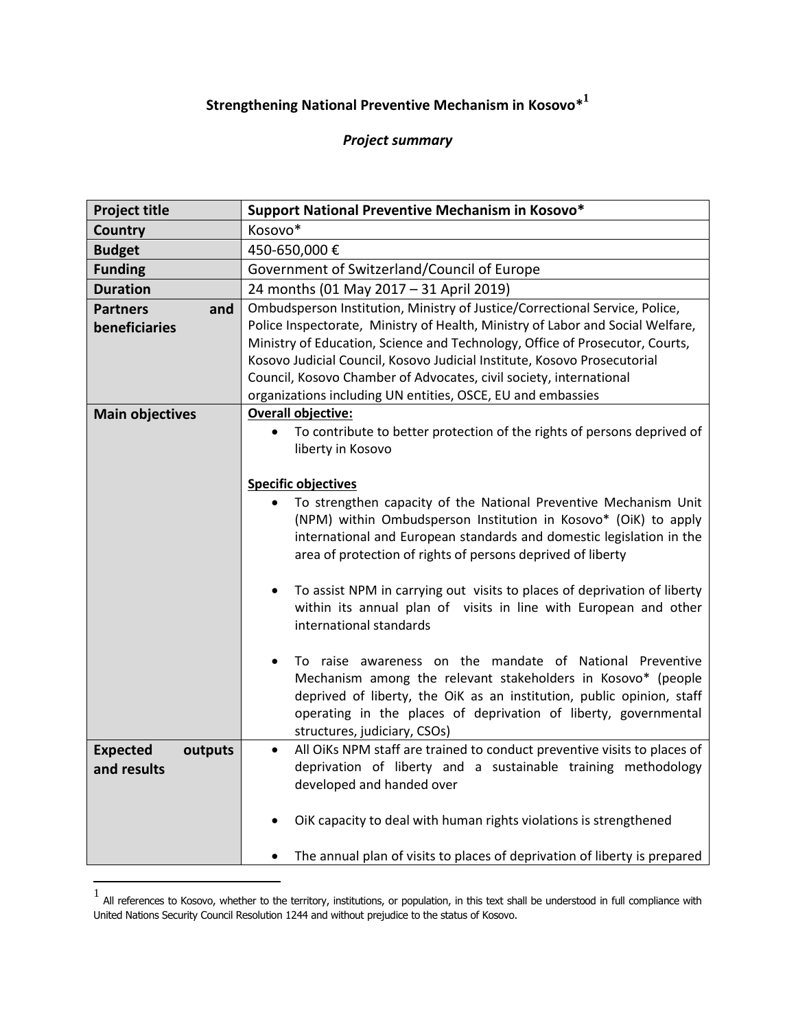# Strengthening National Preventive Mechanism in Kosovo*[1]

## *Project summary*

| Project title | Support National Preventive Mechanism in Kosovo* |
|---|---|
| Country | Kosovo* |
| Budget | 450-650,000 € |
| Funding | Government of Switzerland/Council of Europe |
| Duration | 24 months (01 May 2017 – 31 April 2019) |
| Partners and beneficiaries | Ombudsperson Institution, Ministry of Justice/Correctional Service, Police, Police Inspectorate, Ministry of Health, Ministry of Labor and Social Welfare, Ministry of Education, Science and Technology, Office of Prosecutor, Courts, Kosovo Judicial Council, Kosovo Judicial Institute, Kosovo Prosecutorial Council, Kosovo Chamber of Advocates, civil society, international organizations including UN entities, OSCE, EU and embassies |
| Main objectives | **Overall objective:**<br>• To contribute to better protection of the rights of persons deprived of liberty in Kosovo<br><br>**Specific objectives**<br>• To strengthen capacity of the National Preventive Mechanism Unit (NPM) within Ombudsperson Institution in Kosovo* (OiK) to apply international and European standards and domestic legislation in the area of protection of rights of persons deprived of liberty<br><br>• To assist NPM in carrying out visits to places of deprivation of liberty within its annual plan of visits in line with European and other international standards<br><br>• To raise awareness on the mandate of National Preventive Mechanism among the relevant stakeholders in Kosovo* (people deprived of liberty, the OiK as an institution, public opinion, staff operating in the places of deprivation of liberty, governmental structures, judiciary, CSOs) |
| Expected outputs and results | • All OiKs NPM staff are trained to conduct preventive visits to places of deprivation of liberty and a sustainable training methodology developed and handed over<br><br>• OiK capacity to deal with human rights violations is strengthened<br><br>• The annual plan of visits to places of deprivation of liberty is prepared |

[1] All references to Kosovo, whether to the territory, institutions, or population, in this text shall be understood in full compliance with United Nations Security Council Resolution 1244 and without prejudice to the status of Kosovo.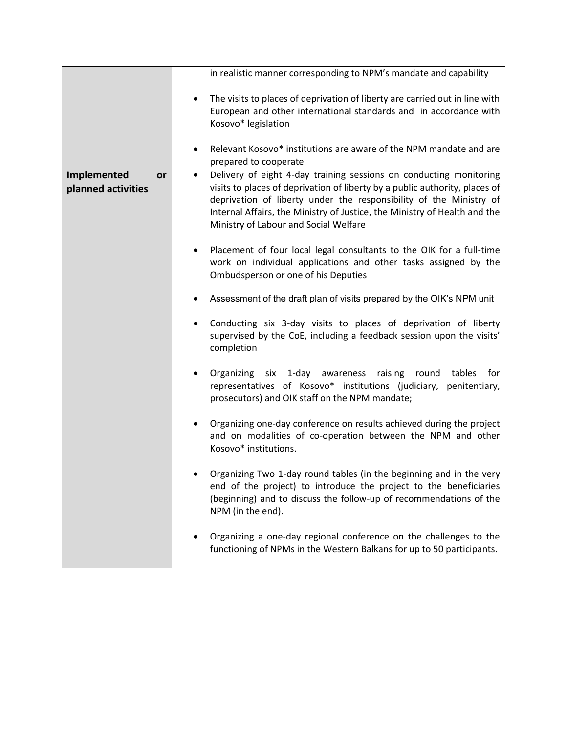| | |
|---|---|
| | in realistic manner corresponding to NPM's mandate and capability<br><br>• The visits to places of deprivation of liberty are carried out in line with European and other international standards and in accordance with Kosovo* legislation<br><br>• Relevant Kosovo* institutions are aware of the NPM mandate and are prepared to cooperate |
| **Implemented or planned activities** | • Delivery of eight 4-day training sessions on conducting monitoring visits to places of deprivation of liberty by a public authority, places of deprivation of liberty under the responsibility of the Ministry of Internal Affairs, the Ministry of Justice, the Ministry of Health and the Ministry of Labour and Social Welfare<br><br>• Placement of four local legal consultants to the OIK for a full-time work on individual applications and other tasks assigned by the Ombudsperson or one of his Deputies<br><br>• Assessment of the draft plan of visits prepared by the OIK's NPM unit<br><br>• Conducting six 3-day visits to places of deprivation of liberty supervised by the CoE, including a feedback session upon the visits' completion<br><br>• Organizing six 1-day awareness raising round tables for representatives of Kosovo* institutions (judiciary, penitentiary, prosecutors) and OIK staff on the NPM mandate;<br><br>• Organizing one-day conference on results achieved during the project and on modalities of co-operation between the NPM and other Kosovo* institutions.<br><br>• Organizing Two 1-day round tables (in the beginning and in the very end of the project) to introduce the project to the beneficiaries (beginning) and to discuss the follow-up of recommendations of the NPM (in the end).<br><br>• Organizing a one-day regional conference on the challenges to the functioning of NPMs in the Western Balkans for up to 50 participants. |